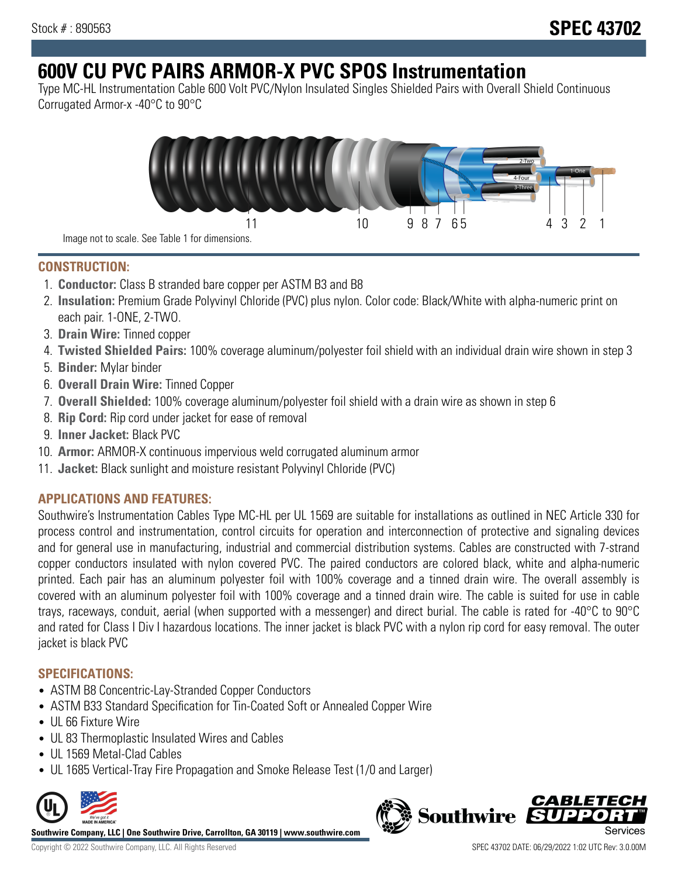Stock # : 890563

# SPEC 43702

# 600V CU PVC PAIRS ARMOR-X PVC SPOS Instrumentation

Type MC-HL Instrumentation Cable 600 Volt PVC/Nylon Insulated Singles Shielded Pairs with Overall Shield Continuous Corrugated Armor-x -40°C to 90°C

Image not to scale. See Table 1 for dimensions.

## CONSTRUCTION:

1. **Conductor:** Class B stranded bare copper per ASTM B3 and B8
2. **Insulation:** Premium Grade Polyvinyl Chloride (PVC) plus nylon. Color code: Black/White with alpha-numeric print on each pair. 1-ONE, 2-TWO.
3. **Drain Wire:** Tinned copper
4. **Twisted Shielded Pairs:** 100% coverage aluminum/polyester foil shield with an individual drain wire shown in step 3
5. **Binder:** Mylar binder
6. **Overall Drain Wire:** Tinned Copper
7. **Overall Shielded:** 100% coverage aluminum/polyester foil shield with a drain wire as shown in step 6
8. **Rip Cord:** Rip cord under jacket for ease of removal
9. **Inner Jacket:** Black PVC
10. **Armor:** ARMOR-X continuous impervious weld corrugated aluminum armor
11. **Jacket:** Black sunlight and moisture resistant Polyvinyl Chloride (PVC)

## APPLICATIONS AND FEATURES:

Southwire's Instrumentation Cables Type MC-HL per UL 1569 are suitable for installations as outlined in NEC Article 330 for process control and instrumentation, control circuits for operation and interconnection of protective and signaling devices and for general use in manufacturing, industrial and commercial distribution systems. Cables are constructed with 7-strand copper conductors insulated with nylon covered PVC. The paired conductors are colored black, white and alpha-numeric printed. Each pair has an aluminum polyester foil with 100% coverage and a tinned drain wire. The overall assembly is covered with an aluminum polyester foil with 100% coverage and a tinned drain wire. The cable is suited for use in cable trays, raceways, conduit, aerial (when supported with a messenger) and direct burial. The cable is rated for -40°C to 90°C and rated for Class I Div I hazardous locations. The inner jacket is black PVC with a nylon rip cord for easy removal. The outer jacket is black PVC

## SPECIFICATIONS:

- ASTM B8 Concentric-Lay-Stranded Copper Conductors
- ASTM B33 Standard Specification for Tin-Coated Soft or Annealed Copper Wire
- UL 66 Fixture Wire
- UL 83 Thermoplastic Insulated Wires and Cables
- UL 1569 Metal-Clad Cables
- UL 1685 Vertical-Tray Fire Propagation and Smoke Release Test (1/0 and Larger)

**Southwire Company, LLC | One Southwire Drive, Carrollton, GA 30119 | www.southwire.com**

Copyright © 2022 Southwire Company, LLC. All Rights Reserved

SPEC 43702 DATE: 06/29/2022 1:02 UTC Rev: 3.0.00M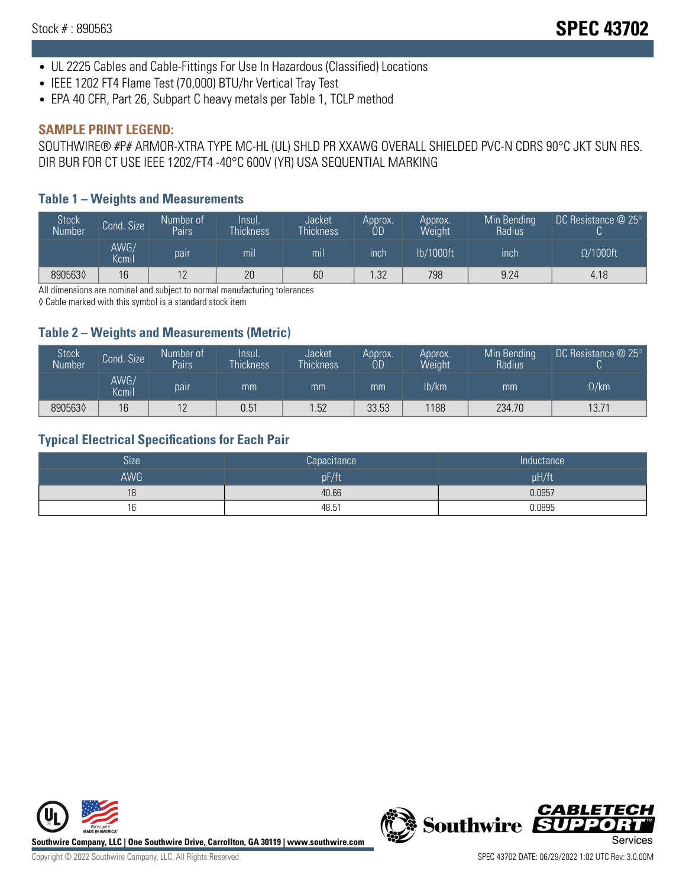- UL 2225 Cables and Cable-Fittings For Use In Hazardous (Classified) Locations
- IEEE 1202 FT4 Flame Test (70,000) BTU/hr Vertical Tray Test
- EPA 40 CFR, Part 26, Subpart C heavy metals per Table 1, TCLP method

## SAMPLE PRINT LEGEND:

SOUTHWIRE® #P# ARMOR-XTRA TYPE MC-HL (UL) SHLD PR XXAWG OVERALL SHIELDED PVC-N CDRS 90°C JKT SUN RES. DIR BUR FOR CT USE IEEE 1202/FT4 -40°C 600V (YR) USA SEQUENTIAL MARKING

### Table 1 – Weights and Measurements

| Stock Number | Cond. Size | Number of Pairs | Insul. Thickness | Jacket Thickness | Approx. OD | Approx. Weight | Min Bending Radius | DC Resistance @ 25° C |
|---|---|---|---|---|---|---|---|---|
| | AWG/ Kcmil | pair | mil | mil | inch | lb/1000ft | inch | Ω/1000ft |
| 890563◊ | 16 | 12 | 20 | 60 | 1.32 | 798 | 9.24 | 4.18 |

All dimensions are nominal and subject to normal manufacturing tolerances

◊ Cable marked with this symbol is a standard stock item

### Table 2 – Weights and Measurements (Metric)

| Stock Number | Cond. Size | Number of Pairs | Insul. Thickness | Jacket Thickness | Approx. OD | Approx. Weight | Min Bending Radius | DC Resistance @ 25° C |
|---|---|---|---|---|---|---|---|---|
| | AWG/ Kcmil | pair | mm | mm | mm | lb/km | mm | Ω/km |
| 890563◊ | 16 | 12 | 0.51 | 1.52 | 33.53 | 1188 | 234.70 | 13.71 |

### Typical Electrical Specifications for Each Pair

| Size | Capacitance | Inductance |
|---|---|---|
| AWG | pF/ft | μH/ft |
| 18 | 40.66 | 0.0957 |
| 16 | 48.51 | 0.0895 |

Southwire Company, LLC | One Southwire Drive, Carrollton, GA 30119 | www.southwire.com

Copyright © 2022 Southwire Company, LLC. All Rights Reserved

SPEC 43702 DATE: 06/29/2022 1:02 UTC Rev: 3.0.00M